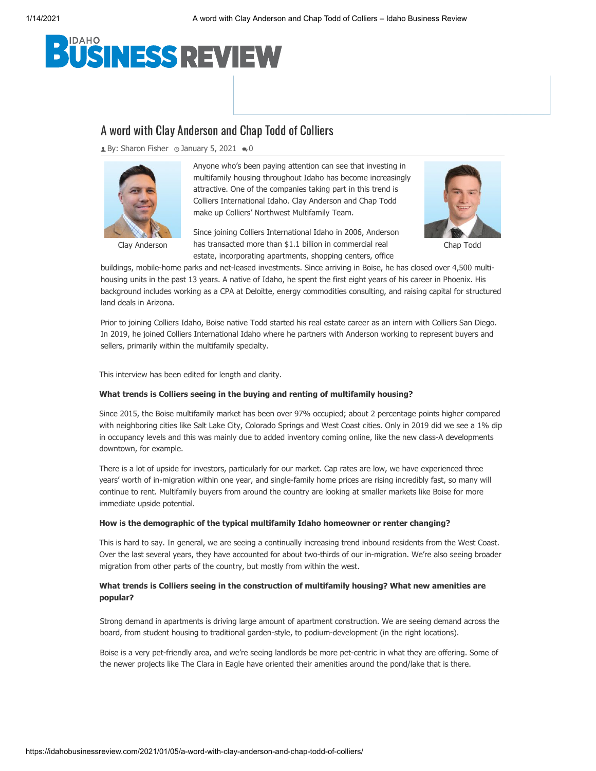# A word with Clay Anderson and Chap Todd of Colliers

By: Sharon Fisher January 5, 2021 0

Clay Anderson

Chap Todd

Anyone who's been paying attention can see that investing in multifamily housing throughout Idaho has become increasingly attractive. One of the companies taking part in this trend is Colliers International Idaho. Clay Anderson and Chap Todd make up Colliers' Northwest Multifamily Team.

Since joining Colliers International Idaho in 2006, Anderson has transacted more than $1.1 billion in commercial real estate, incorporating apartments, shopping centers, office buildings, mobile-home parks and net-leased investments. Since arriving in Boise, he has closed over 4,500 multi-housing units in the past 13 years. A native of Idaho, he spent the first eight years of his career in Phoenix. His background includes working as a CPA at Deloitte, energy commodities consulting, and raising capital for structured land deals in Arizona.

Prior to joining Colliers Idaho, Boise native Todd started his real estate career as an intern with Colliers San Diego. In 2019, he joined Colliers International Idaho where he partners with Anderson working to represent buyers and sellers, primarily within the multifamily specialty.

This interview has been edited for length and clarity.

**What trends is Colliers seeing in the buying and renting of multifamily housing?**

Since 2015, the Boise multifamily market has been over 97% occupied; about 2 percentage points higher compared with neighboring cities like Salt Lake City, Colorado Springs and West Coast cities. Only in 2019 did we see a 1% dip in occupancy levels and this was mainly due to added inventory coming online, like the new class-A developments downtown, for example.

There is a lot of upside for investors, particularly for our market. Cap rates are low, we have experienced three years' worth of in-migration within one year, and single-family home prices are rising incredibly fast, so many will continue to rent. Multifamily buyers from around the country are looking at smaller markets like Boise for more immediate upside potential.

**How is the demographic of the typical multifamily Idaho homeowner or renter changing?**

This is hard to say. In general, we are seeing a continually increasing trend inbound residents from the West Coast. Over the last several years, they have accounted for about two-thirds of our in-migration. We're also seeing broader migration from other parts of the country, but mostly from within the west.

**What trends is Colliers seeing in the construction of multifamily housing? What new amenities are popular?**

Strong demand in apartments is driving large amount of apartment construction. We are seeing demand across the board, from student housing to traditional garden-style, to podium-development (in the right locations).

Boise is a very pet-friendly area, and we're seeing landlords be more pet-centric in what they are offering. Some of the newer projects like The Clara in Eagle have oriented their amenities around the pond/lake that is there.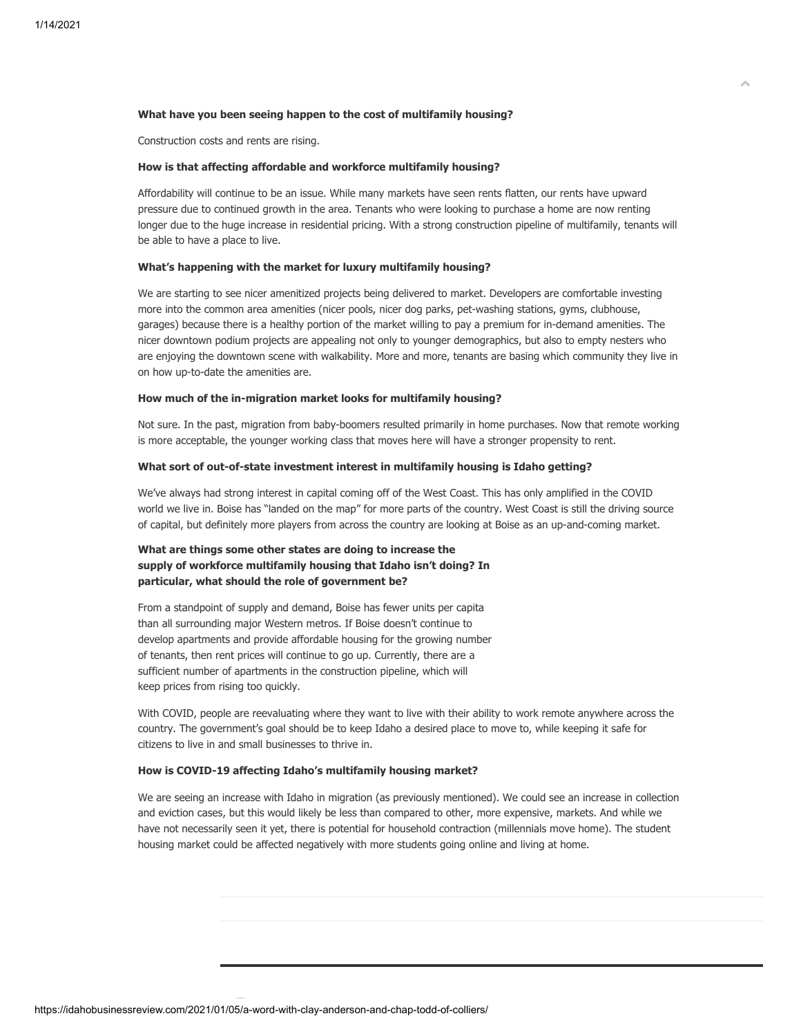**What have you been seeing happen to the cost of multifamily housing?**

Construction costs and rents are rising.

**How is that affecting affordable and workforce multifamily housing?**

Affordability will continue to be an issue. While many markets have seen rents flatten, our rents have upward pressure due to continued growth in the area. Tenants who were looking to purchase a home are now renting longer due to the huge increase in residential pricing. With a strong construction pipeline of multifamily, tenants will be able to have a place to live.

**What's happening with the market for luxury multifamily housing?**

We are starting to see nicer amenitized projects being delivered to market. Developers are comfortable investing more into the common area amenities (nicer pools, nicer dog parks, pet-washing stations, gyms, clubhouse, garages) because there is a healthy portion of the market willing to pay a premium for in-demand amenities. The nicer downtown podium projects are appealing not only to younger demographics, but also to empty nesters who are enjoying the downtown scene with walkability. More and more, tenants are basing which community they live in on how up-to-date the amenities are.

**How much of the in-migration market looks for multifamily housing?**

Not sure. In the past, migration from baby-boomers resulted primarily in home purchases. Now that remote working is more acceptable, the younger working class that moves here will have a stronger propensity to rent.

**What sort of out-of-state investment interest in multifamily housing is Idaho getting?**

We've always had strong interest in capital coming off of the West Coast. This has only amplified in the COVID world we live in. Boise has "landed on the map" for more parts of the country. West Coast is still the driving source of capital, but definitely more players from across the country are looking at Boise as an up-and-coming market.

**What are things some other states are doing to increase the supply of workforce multifamily housing that Idaho isn't doing? In particular, what should the role of government be?**

From a standpoint of supply and demand, Boise has fewer units per capita than all surrounding major Western metros. If Boise doesn't continue to develop apartments and provide affordable housing for the growing number of tenants, then rent prices will continue to go up. Currently, there are a sufficient number of apartments in the construction pipeline, which will keep prices from rising too quickly.

With COVID, people are reevaluating where they want to live with their ability to work remote anywhere across the country. The government's goal should be to keep Idaho a desired place to move to, while keeping it safe for citizens to live in and small businesses to thrive in.

**How is COVID-19 affecting Idaho's multifamily housing market?**

We are seeing an increase with Idaho in migration (as previously mentioned). We could see an increase in collection and eviction cases, but this would likely be less than compared to other, more expensive, markets. And while we have not necessarily seen it yet, there is potential for household contraction (millennials move home). The student housing market could be affected negatively with more students going online and living at home.